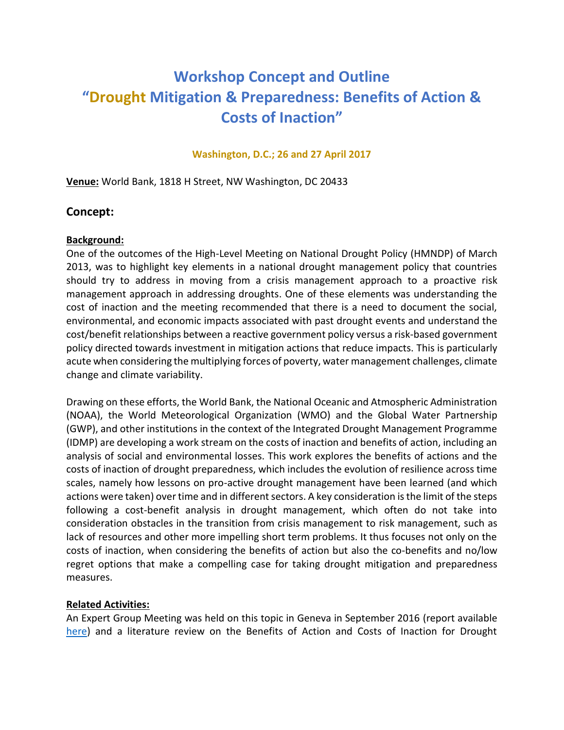# Workshop Concept and Outline
# "Drought Mitigation & Preparedness: Benefits of Action & Costs of Inaction"

**Washington, D.C.; 26 and 27 April 2017**

**Venue:** World Bank, 1818 H Street, NW Washington, DC 20433

## Concept:

**Background:**

One of the outcomes of the High-Level Meeting on National Drought Policy (HMNDP) of March 2013, was to highlight key elements in a national drought management policy that countries should try to address in moving from a crisis management approach to a proactive risk management approach in addressing droughts. One of these elements was understanding the cost of inaction and the meeting recommended that there is a need to document the social, environmental, and economic impacts associated with past drought events and understand the cost/benefit relationships between a reactive government policy versus a risk-based government policy directed towards investment in mitigation actions that reduce impacts. This is particularly acute when considering the multiplying forces of poverty, water management challenges, climate change and climate variability.

Drawing on these efforts, the World Bank, the National Oceanic and Atmospheric Administration (NOAA), the World Meteorological Organization (WMO) and the Global Water Partnership (GWP), and other institutions in the context of the Integrated Drought Management Programme (IDMP) are developing a work stream on the costs of inaction and benefits of action, including an analysis of social and environmental losses. This work explores the benefits of actions and the costs of inaction of drought preparedness, which includes the evolution of resilience across time scales, namely how lessons on pro-active drought management have been learned (and which actions were taken) over time and in different sectors. A key consideration is the limit of the steps following a cost-benefit analysis in drought management, which often do not take into consideration obstacles in the transition from crisis management to risk management, such as lack of resources and other more impelling short term problems. It thus focuses not only on the costs of inaction, when considering the benefits of action but also the co-benefits and no/low regret options that make a compelling case for taking drought mitigation and preparedness measures.

**Related Activities:**

An Expert Group Meeting was held on this topic in Geneva in September 2016 (report available here) and a literature review on the Benefits of Action and Costs of Inaction for Drought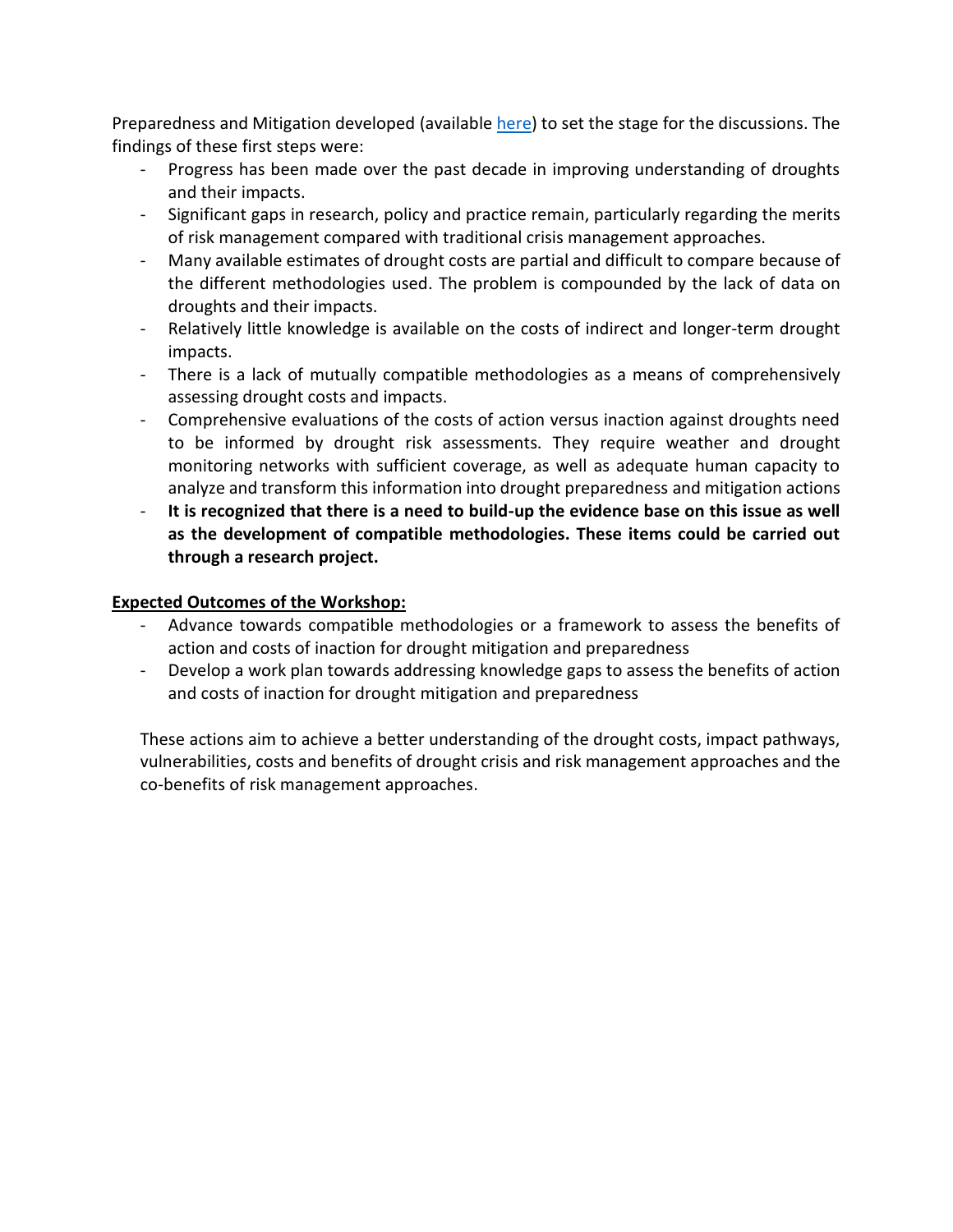Preparedness and Mitigation developed (available [here]) to set the stage for the discussions. The findings of these first steps were:

- Progress has been made over the past decade in improving understanding of droughts and their impacts.
- Significant gaps in research, policy and practice remain, particularly regarding the merits of risk management compared with traditional crisis management approaches.
- Many available estimates of drought costs are partial and difficult to compare because of the different methodologies used. The problem is compounded by the lack of data on droughts and their impacts.
- Relatively little knowledge is available on the costs of indirect and longer-term drought impacts.
- There is a lack of mutually compatible methodologies as a means of comprehensively assessing drought costs and impacts.
- Comprehensive evaluations of the costs of action versus inaction against droughts need to be informed by drought risk assessments. They require weather and drought monitoring networks with sufficient coverage, as well as adequate human capacity to analyze and transform this information into drought preparedness and mitigation actions
- **It is recognized that there is a need to build-up the evidence base on this issue as well as the development of compatible methodologies. These items could be carried out through a research project.**

**Expected Outcomes of the Workshop:**

- Advance towards compatible methodologies or a framework to assess the benefits of action and costs of inaction for drought mitigation and preparedness
- Develop a work plan towards addressing knowledge gaps to assess the benefits of action and costs of inaction for drought mitigation and preparedness

These actions aim to achieve a better understanding of the drought costs, impact pathways, vulnerabilities, costs and benefits of drought crisis and risk management approaches and the co-benefits of risk management approaches.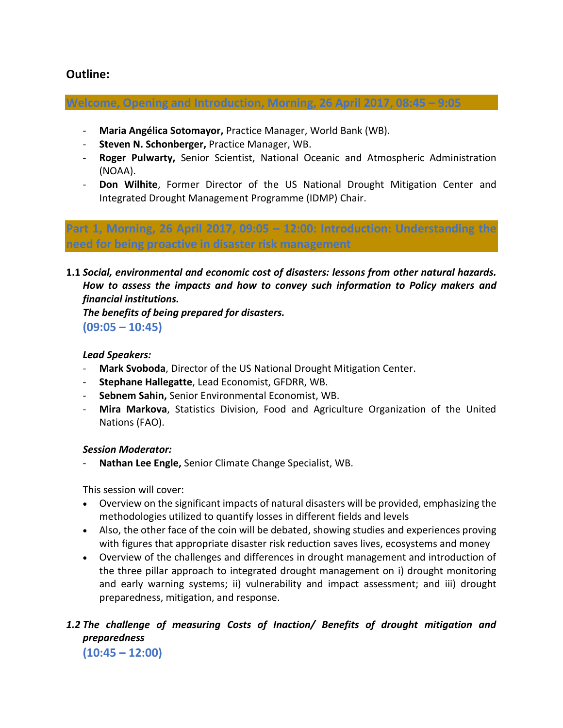## Outline:

### Welcome, Opening and Introduction, Morning, 26 April 2017, 08:45 – 9:05

- **Maria Angélica Sotomayor,** Practice Manager, World Bank (WB).
- **Steven N. Schonberger,** Practice Manager, WB.
- **Roger Pulwarty,** Senior Scientist, National Oceanic and Atmospheric Administration (NOAA).
- **Don Wilhite**, Former Director of the US National Drought Mitigation Center and Integrated Drought Management Programme (IDMP) Chair.

### Part 1, Morning, 26 April 2017, 09:05 – 12:00: Introduction: Understanding the need for being proactive in disaster risk management

**1.1** ***Social, environmental and economic cost of disasters: lessons from other natural hazards. How to assess the impacts and how to convey such information to Policy makers and financial institutions.***
***The benefits of being prepared for disasters.***
**(09:05 – 10:45)**

***Lead Speakers:***
- **Mark Svoboda**, Director of the US National Drought Mitigation Center.
- **Stephane Hallegatte**, Lead Economist, GFDRR, WB.
- **Sebnem Sahin,** Senior Environmental Economist, WB.
- **Mira Markova**, Statistics Division, Food and Agriculture Organization of the United Nations (FAO).

***Session Moderator:***
- **Nathan Lee Engle,** Senior Climate Change Specialist, WB.

This session will cover:
- Overview on the significant impacts of natural disasters will be provided, emphasizing the methodologies utilized to quantify losses in different fields and levels
- Also, the other face of the coin will be debated, showing studies and experiences proving with figures that appropriate disaster risk reduction saves lives, ecosystems and money
- Overview of the challenges and differences in drought management and introduction of the three pillar approach to integrated drought management on i) drought monitoring and early warning systems; ii) vulnerability and impact assessment; and iii) drought preparedness, mitigation, and response.

***1.2 The challenge of measuring Costs of Inaction/ Benefits of drought mitigation and preparedness***
**(10:45 – 12:00)**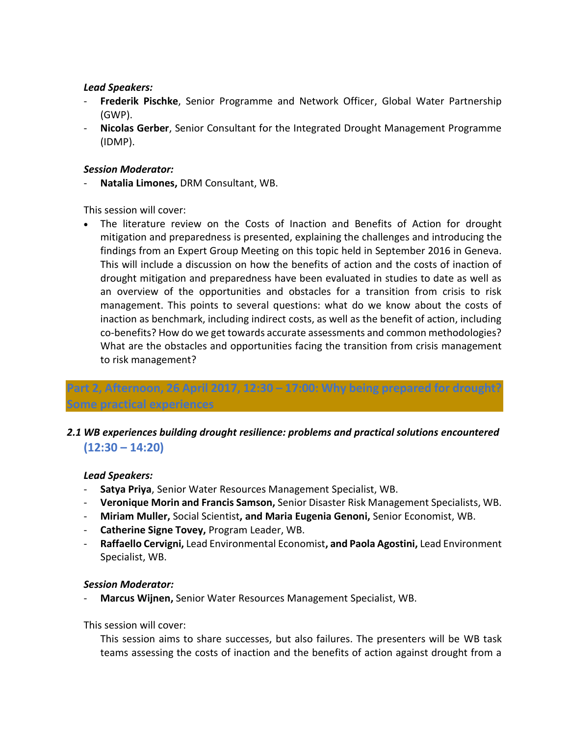***Lead Speakers:***

- **Frederik Pischke**, Senior Programme and Network Officer, Global Water Partnership (GWP).
- **Nicolas Gerber**, Senior Consultant for the Integrated Drought Management Programme (IDMP).

***Session Moderator:***

- **Natalia Limones,** DRM Consultant, WB.

This session will cover:

- The literature review on the Costs of Inaction and Benefits of Action for drought mitigation and preparedness is presented, explaining the challenges and introducing the findings from an Expert Group Meeting on this topic held in September 2016 in Geneva. This will include a discussion on how the benefits of action and the costs of inaction of drought mitigation and preparedness have been evaluated in studies to date as well as an overview of the opportunities and obstacles for a transition from crisis to risk management. This points to several questions: what do we know about the costs of inaction as benchmark, including indirect costs, as well as the benefit of action, including co-benefits? How do we get towards accurate assessments and common methodologies? What are the obstacles and opportunities facing the transition from crisis management to risk management?

## Part 2, Afternoon, 26 April 2017, 12:30 – 17:00: Why being prepared for drought? Some practical experiences

### *2.1 WB experiences building drought resilience: problems and practical solutions encountered* (12:30 – 14:20)

***Lead Speakers:***

- **Satya Priya**, Senior Water Resources Management Specialist, WB.
- **Veronique Morin and Francis Samson,** Senior Disaster Risk Management Specialists, WB.
- **Miriam Muller,** Social Scientist**, and Maria Eugenia Genoni,** Senior Economist, WB.
- **Catherine Signe Tovey,** Program Leader, WB.
- **Raffaello Cervigni,** Lead Environmental Economist**, and Paola Agostini,** Lead Environment Specialist, WB.

***Session Moderator:***

- **Marcus Wijnen,** Senior Water Resources Management Specialist, WB.

This session will cover:

This session aims to share successes, but also failures. The presenters will be WB task teams assessing the costs of inaction and the benefits of action against drought from a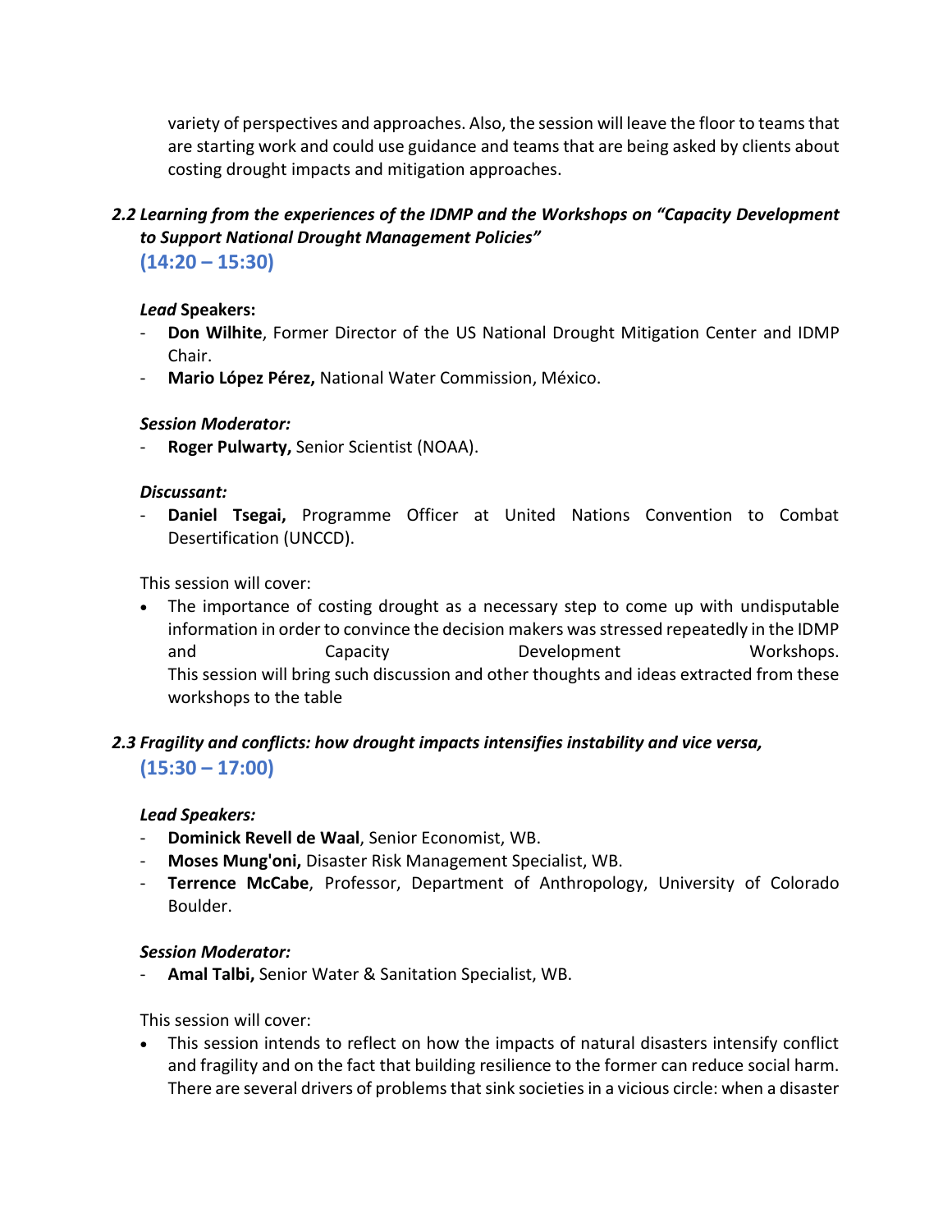variety of perspectives and approaches. Also, the session will leave the floor to teams that are starting work and could use guidance and teams that are being asked by clients about costing drought impacts and mitigation approaches.

### *2.2 Learning from the experiences of the IDMP and the Workshops on "Capacity Development to Support National Drought Management Policies"*

**(14:20 – 15:30)**

***Lead* Speakers:**

- **Don Wilhite**, Former Director of the US National Drought Mitigation Center and IDMP Chair.
- **Mario López Pérez,** National Water Commission, México.

***Session Moderator:***

- **Roger Pulwarty,** Senior Scientist (NOAA).

***Discussant:***

- **Daniel Tsegai,** Programme Officer at United Nations Convention to Combat Desertification (UNCCD).

This session will cover:

- The importance of costing drought as a necessary step to come up with undisputable information in order to convince the decision makers was stressed repeatedly in the IDMP and Capacity Development Workshops.
  This session will bring such discussion and other thoughts and ideas extracted from these workshops to the table

### *2.3 Fragility and conflicts: how drought impacts intensifies instability and vice versa,*

**(15:30 – 17:00)**

***Lead Speakers:***

- **Dominick Revell de Waal**, Senior Economist, WB.
- **Moses Mung'oni,** Disaster Risk Management Specialist, WB.
- **Terrence McCabe**, Professor, Department of Anthropology, University of Colorado Boulder.

***Session Moderator:***

- **Amal Talbi,** Senior Water & Sanitation Specialist, WB.

This session will cover:

- This session intends to reflect on how the impacts of natural disasters intensify conflict and fragility and on the fact that building resilience to the former can reduce social harm. There are several drivers of problems that sink societies in a vicious circle: when a disaster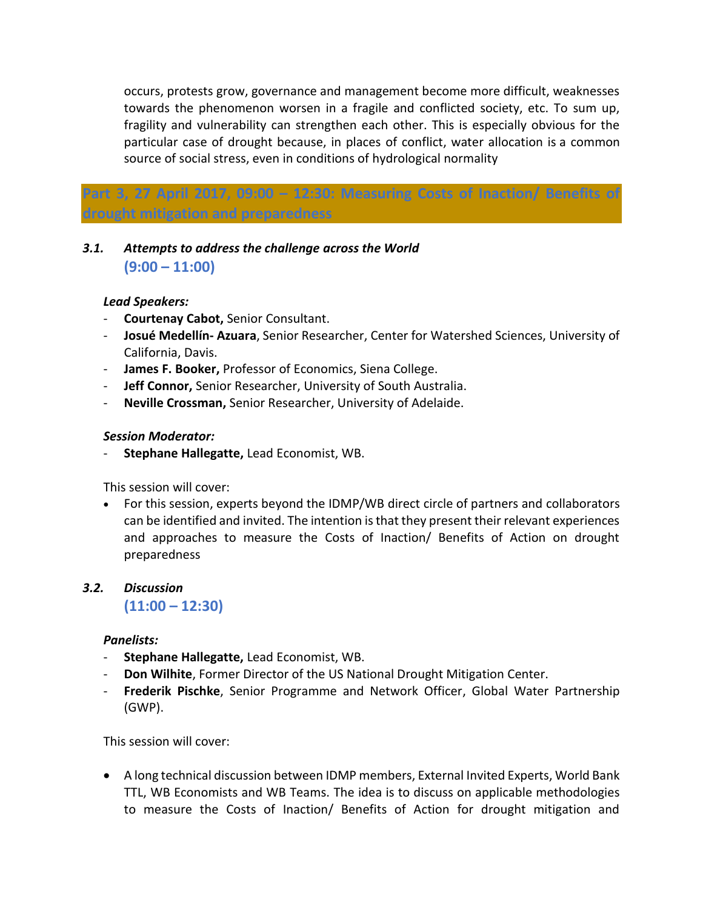occurs, protests grow, governance and management become more difficult, weaknesses towards the phenomenon worsen in a fragile and conflicted society, etc. To sum up, fragility and vulnerability can strengthen each other. This is especially obvious for the particular case of drought because, in places of conflict, water allocation is a common source of social stress, even in conditions of hydrological normality

## Part 3, 27 April 2017, 09:00 – 12:30: Measuring Costs of Inaction/ Benefits of drought mitigation and preparedness

### *3.1. Attempts to address the challenge across the World*
**(9:00 – 11:00)**

***Lead Speakers:***

- **Courtenay Cabot,** Senior Consultant.
- **Josué Medellín- Azuara**, Senior Researcher, Center for Watershed Sciences, University of California, Davis.
- **James F. Booker,** Professor of Economics, Siena College.
- **Jeff Connor,** Senior Researcher, University of South Australia.
- **Neville Crossman,** Senior Researcher, University of Adelaide.

***Session Moderator:***

- **Stephane Hallegatte,** Lead Economist, WB.

This session will cover:

- For this session, experts beyond the IDMP/WB direct circle of partners and collaborators can be identified and invited. The intention is that they present their relevant experiences and approaches to measure the Costs of Inaction/ Benefits of Action on drought preparedness

### *3.2. Discussion*
**(11:00 – 12:30)**

***Panelists:***

- **Stephane Hallegatte,** Lead Economist, WB.
- **Don Wilhite**, Former Director of the US National Drought Mitigation Center.
- **Frederik Pischke**, Senior Programme and Network Officer, Global Water Partnership (GWP).

This session will cover:

- A long technical discussion between IDMP members, External Invited Experts, World Bank TTL, WB Economists and WB Teams. The idea is to discuss on applicable methodologies to measure the Costs of Inaction/ Benefits of Action for drought mitigation and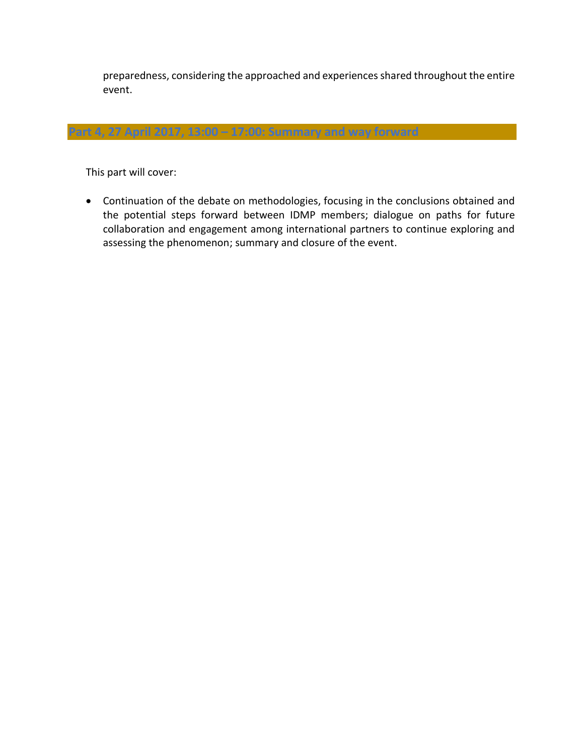preparedness, considering the approached and experiences shared throughout the entire event.

## Part 4, 27 April 2017, 13:00 – 17:00: Summary and way forward

This part will cover:

- Continuation of the debate on methodologies, focusing in the conclusions obtained and the potential steps forward between IDMP members; dialogue on paths for future collaboration and engagement among international partners to continue exploring and assessing the phenomenon; summary and closure of the event.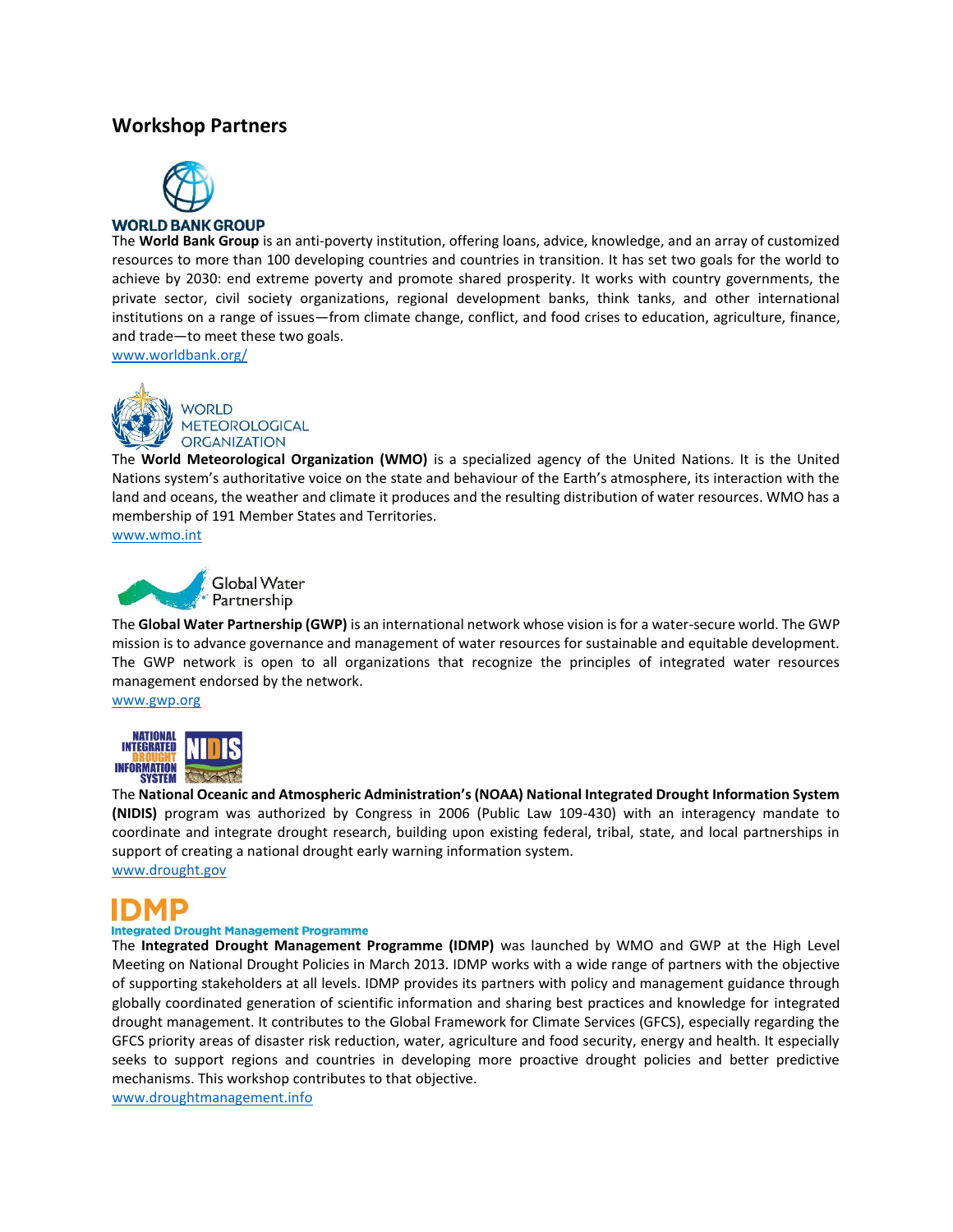## Workshop Partners

The **World Bank Group** is an anti-poverty institution, offering loans, advice, knowledge, and an array of customized resources to more than 100 developing countries and countries in transition. It has set two goals for the world to achieve by 2030: end extreme poverty and promote shared prosperity. It works with country governments, the private sector, civil society organizations, regional development banks, think tanks, and other international institutions on a range of issues—from climate change, conflict, and food crises to education, agriculture, finance, and trade—to meet these two goals.
www.worldbank.org/

The **World Meteorological Organization (WMO)** is a specialized agency of the United Nations. It is the United Nations system's authoritative voice on the state and behaviour of the Earth's atmosphere, its interaction with the land and oceans, the weather and climate it produces and the resulting distribution of water resources. WMO has a membership of 191 Member States and Territories.
www.wmo.int

The **Global Water Partnership (GWP)** is an international network whose vision is for a water-secure world. The GWP mission is to advance governance and management of water resources for sustainable and equitable development. The GWP network is open to all organizations that recognize the principles of integrated water resources management endorsed by the network.
www.gwp.org

The **National Oceanic and Atmospheric Administration's (NOAA) National Integrated Drought Information System (NIDIS)** program was authorized by Congress in 2006 (Public Law 109-430) with an interagency mandate to coordinate and integrate drought research, building upon existing federal, tribal, state, and local partnerships in support of creating a national drought early warning information system.
www.drought.gov

The **Integrated Drought Management Programme (IDMP)** was launched by WMO and GWP at the High Level Meeting on National Drought Policies in March 2013. IDMP works with a wide range of partners with the objective of supporting stakeholders at all levels. IDMP provides its partners with policy and management guidance through globally coordinated generation of scientific information and sharing best practices and knowledge for integrated drought management. It contributes to the Global Framework for Climate Services (GFCS), especially regarding the GFCS priority areas of disaster risk reduction, water, agriculture and food security, energy and health. It especially seeks to support regions and countries in developing more proactive drought policies and better predictive mechanisms. This workshop contributes to that objective.
www.droughtmanagement.info